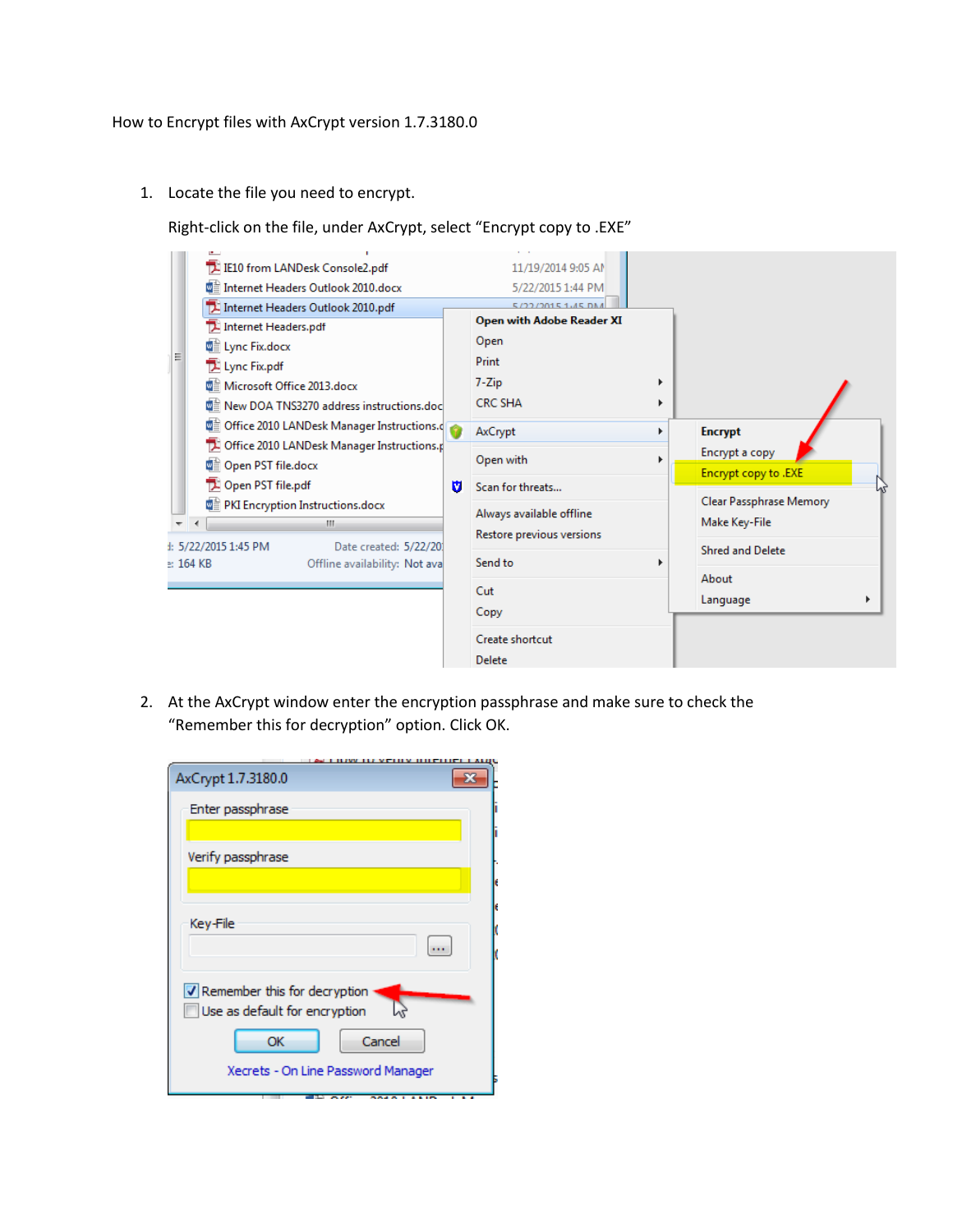How to Encrypt files with AxCrypt version 1.7.3180.0

1. Locate the file you need to encrypt.

   Right-click on the file, under AxCrypt, select “Encrypt copy to .EXE”

2. At the AxCrypt window enter the encryption passphrase and make sure to check the “Remember this for decryption” option. Click OK.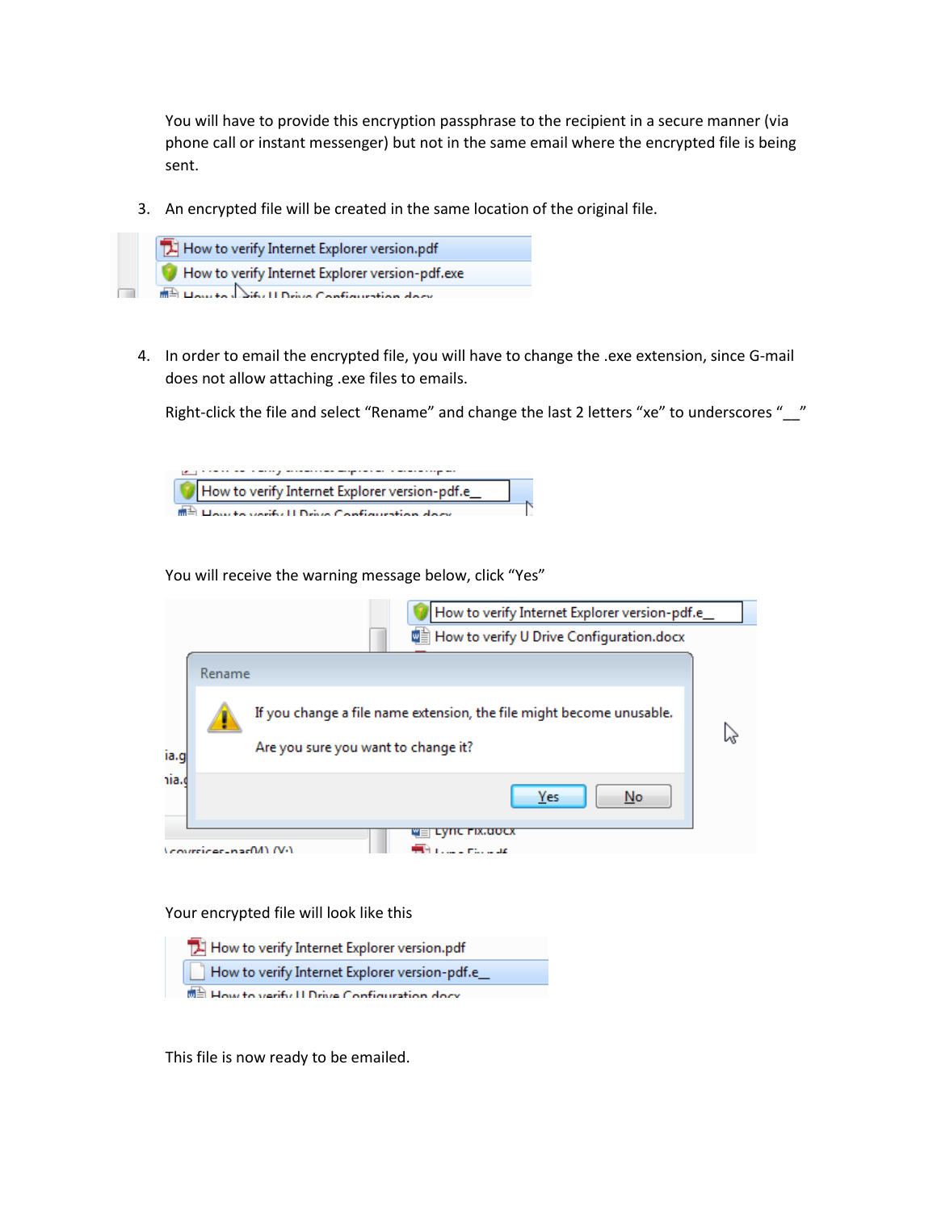You will have to provide this encryption passphrase to the recipient in a secure manner (via phone call or instant messenger) but not in the same email where the encrypted file is being sent.

3. An encrypted file will be created in the same location of the original file.

4. In order to email the encrypted file, you will have to change the .exe extension, since G-mail does not allow attaching .exe files to emails.

   Right-click the file and select “Rename” and change the last 2 letters “xe” to underscores “__”

   You will receive the warning message below, click “Yes”

   Your encrypted file will look like this

   This file is now ready to be emailed.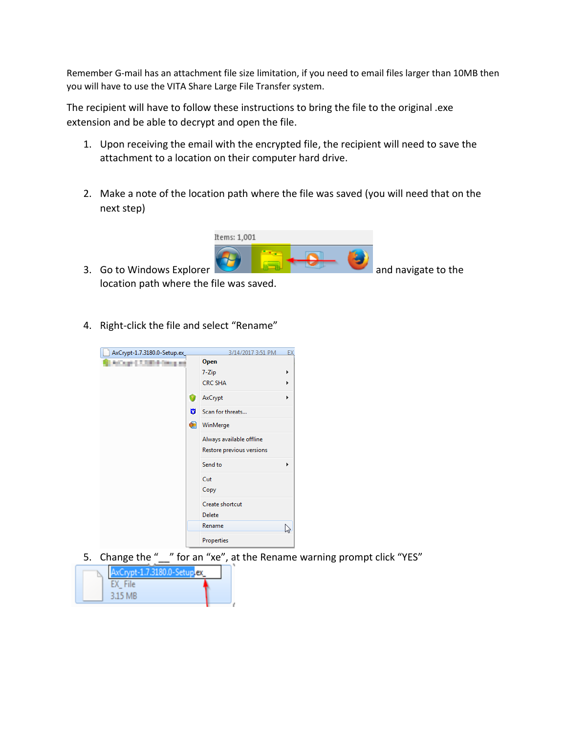Remember G-mail has an attachment file size limitation, if you need to email files larger than 10MB then you will have to use the VITA Share Large File Transfer system.

The recipient will have to follow these instructions to bring the file to the original .exe extension and be able to decrypt and open the file.

1. Upon receiving the email with the encrypted file, the recipient will need to save the attachment to a location on their computer hard drive.

2. Make a note of the location path where the file was saved (you will need that on the next step)

3. Go to Windows Explorer and navigate to the location path where the file was saved.

4. Right-click the file and select "Rename"

5. Change the "__" for an "xe", at the Rename warning prompt click "YES"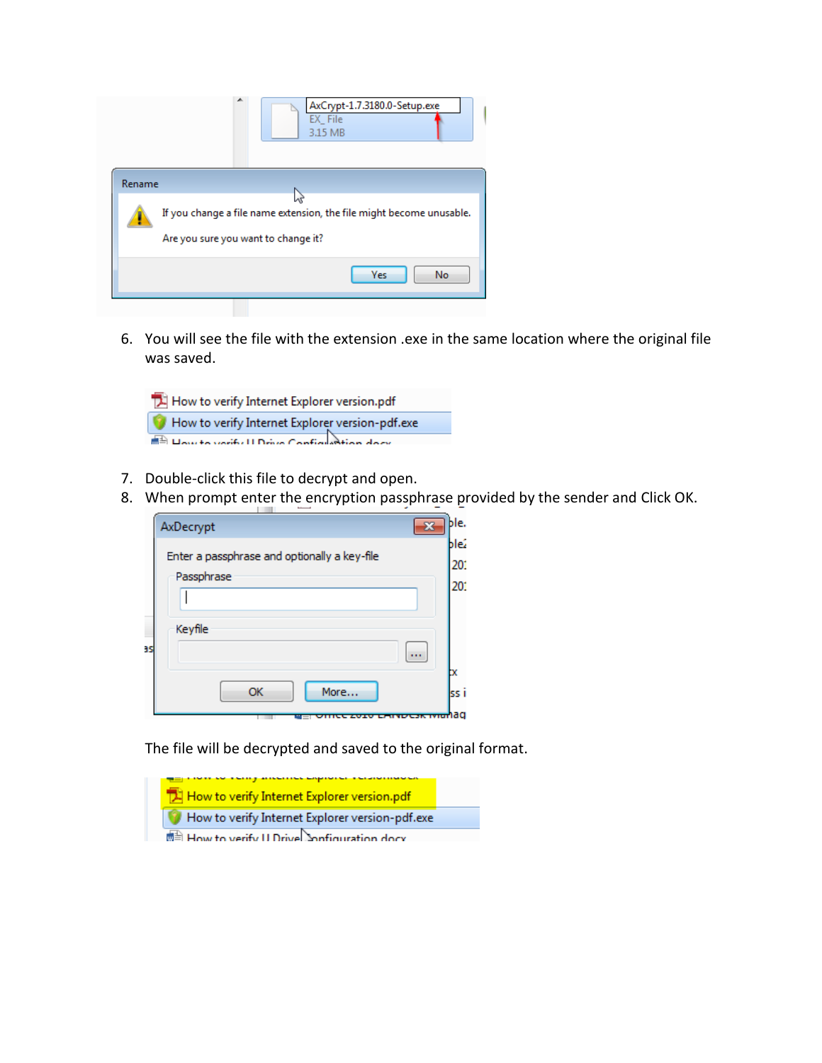6. You will see the file with the extension .exe in the same location where the original file was saved.

7. Double-click this file to decrypt and open.
8. When prompt enter the encryption passphrase provided by the sender and Click OK.

   The file will be decrypted and saved to the original format.